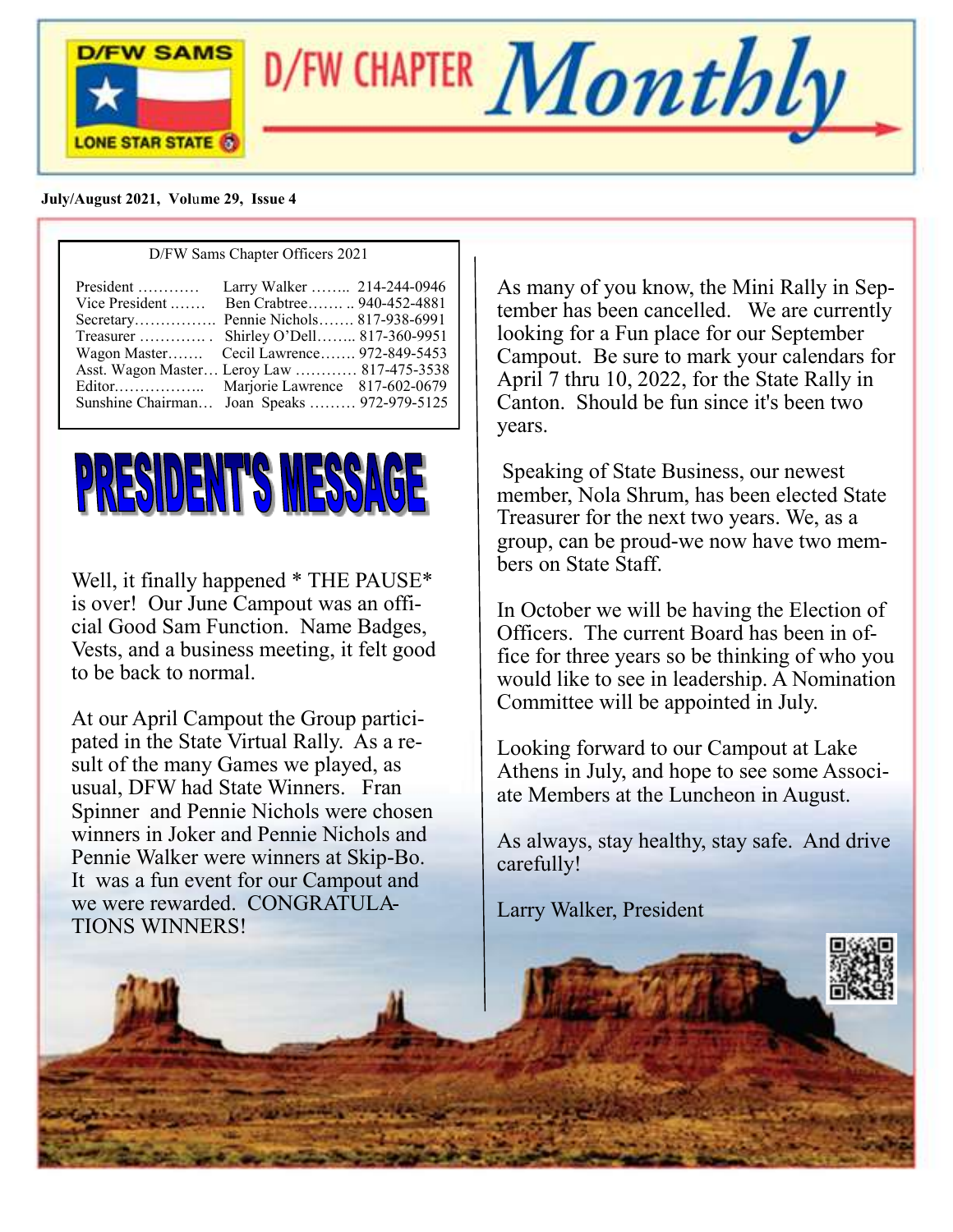# D/FW CHAPTER Monthly

D/FW SAMS — LONE STAR STATE

**July/August 2021, Volume 29, Issue 4**

D/FW Sams Chapter Officers 2021

| Office | Name | Phone |
|---|---|---|
| President | Larry Walker | 214-244-0946 |
| Vice President | Ben Crabtree | 940-452-4881 |
| Secretary | Pennie Nichols | 817-938-6991 |
| Treasurer | Shirley O'Dell | 817-360-9951 |
| Wagon Master | Cecil Lawrence | 972-849-5453 |
| Asst. Wagon Master | Leroy Law | 817-475-3538 |
| Editor | Marjorie Lawrence | 817-602-0679 |
| Sunshine Chairman | Joan Speaks | 972-979-5125 |

## PRESIDENT'S MESSAGE

Well, it finally happened * THE PAUSE* is over! Our June Campout was an official Good Sam Function. Name Badges, Vests, and a business meeting, it felt good to be back to normal.

At our April Campout the Group participated in the State Virtual Rally. As a result of the many Games we played, as usual, DFW had State Winners. Fran Spinner and Pennie Nichols were chosen winners in Joker and Pennie Nichols and Pennie Walker were winners at Skip-Bo. It was a fun event for our Campout and we were rewarded. CONGRATULATIONS WINNERS!

As many of you know, the Mini Rally in September has been cancelled. We are currently looking for a Fun place for our September Campout. Be sure to mark your calendars for April 7 thru 10, 2022, for the State Rally in Canton. Should be fun since it's been two years.

Speaking of State Business, our newest member, Nola Shrum, has been elected State Treasurer for the next two years. We, as a group, can be proud-we now have two members on State Staff.

In October we will be having the Election of Officers. The current Board has been in office for three years so be thinking of who you would like to see in leadership. A Nomination Committee will be appointed in July.

Looking forward to our Campout at Lake Athens in July, and hope to see some Associate Members at the Luncheon in August.

As always, stay healthy, stay safe. And drive carefully!

Larry Walker, President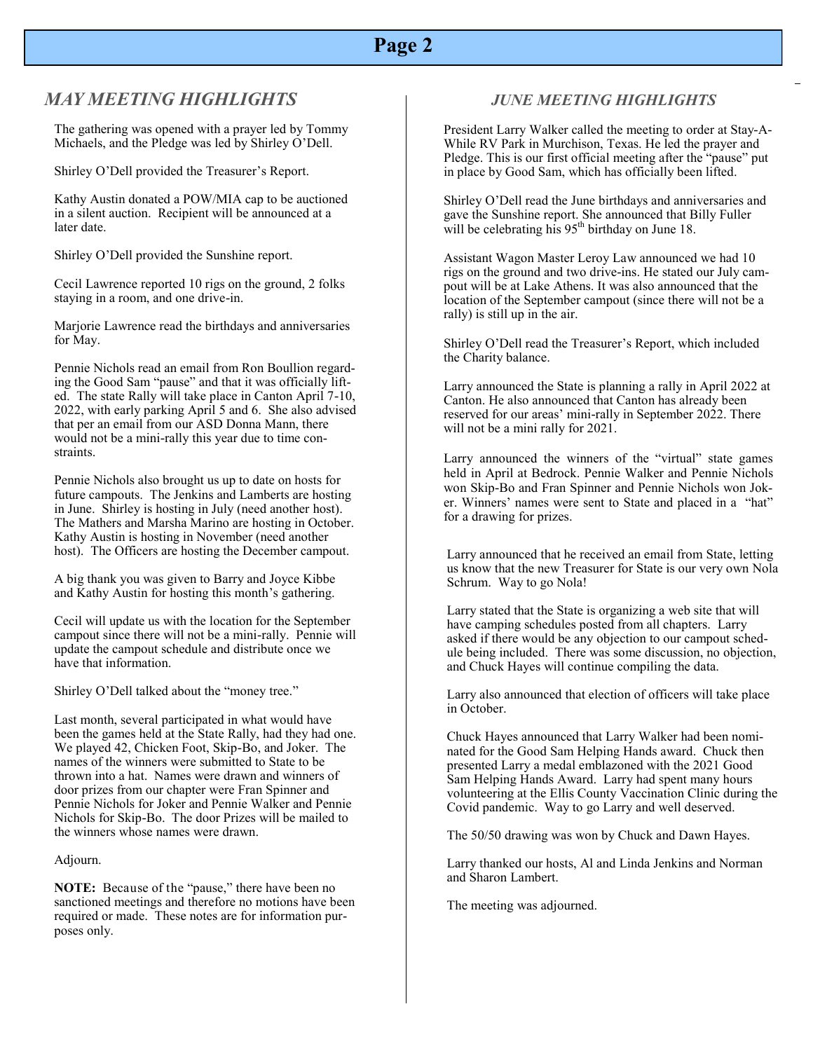## MAY MEETING HIGHLIGHTS

The gathering was opened with a prayer led by Tommy Michaels, and the Pledge was led by Shirley O'Dell.

Shirley O'Dell provided the Treasurer's Report.

Kathy Austin donated a POW/MIA cap to be auctioned in a silent auction. Recipient will be announced at a later date.

Shirley O'Dell provided the Sunshine report.

Cecil Lawrence reported 10 rigs on the ground, 2 folks staying in a room, and one drive-in.

Marjorie Lawrence read the birthdays and anniversaries for May.

Pennie Nichols read an email from Ron Boullion regarding the Good Sam "pause" and that it was officially lifted. The state Rally will take place in Canton April 7-10, 2022, with early parking April 5 and 6. She also advised that per an email from our ASD Donna Mann, there would not be a mini-rally this year due to time constraints.

Pennie Nichols also brought us up to date on hosts for future campouts. The Jenkins and Lamberts are hosting in June. Shirley is hosting in July (need another host). The Mathers and Marsha Marino are hosting in October. Kathy Austin is hosting in November (need another host). The Officers are hosting the December campout.

A big thank you was given to Barry and Joyce Kibbe and Kathy Austin for hosting this month's gathering.

Cecil will update us with the location for the September campout since there will not be a mini-rally. Pennie will update the campout schedule and distribute once we have that information.

Shirley O'Dell talked about the "money tree."

Last month, several participated in what would have been the games held at the State Rally, had they had one. We played 42, Chicken Foot, Skip-Bo, and Joker. The names of the winners were submitted to State to be thrown into a hat. Names were drawn and winners of door prizes from our chapter were Fran Spinner and Pennie Nichols for Joker and Pennie Walker and Pennie Nichols for Skip-Bo. The door Prizes will be mailed to the winners whose names were drawn.

Adjourn.

**NOTE:** Because of the "pause," there have been no sanctioned meetings and therefore no motions have been required or made. These notes are for information purposes only.

## JUNE MEETING HIGHLIGHTS

President Larry Walker called the meeting to order at Stay-A-While RV Park in Murchison, Texas. He led the prayer and Pledge. This is our first official meeting after the "pause" put in place by Good Sam, which has officially been lifted.

Shirley O'Dell read the June birthdays and anniversaries and gave the Sunshine report. She announced that Billy Fuller will be celebrating his 95th birthday on June 18.

Assistant Wagon Master Leroy Law announced we had 10 rigs on the ground and two drive-ins. He stated our July campout will be at Lake Athens. It was also announced that the location of the September campout (since there will not be a rally) is still up in the air.

Shirley O'Dell read the Treasurer's Report, which included the Charity balance.

Larry announced the State is planning a rally in April 2022 at Canton. He also announced that Canton has already been reserved for our areas' mini-rally in September 2022. There will not be a mini rally for 2021.

Larry announced the winners of the "virtual" state games held in April at Bedrock. Pennie Walker and Pennie Nichols won Skip-Bo and Fran Spinner and Pennie Nichols won Joker. Winners' names were sent to State and placed in a "hat" for a drawing for prizes.

Larry announced that he received an email from State, letting us know that the new Treasurer for State is our very own Nola Schrum. Way to go Nola!

Larry stated that the State is organizing a web site that will have camping schedules posted from all chapters. Larry asked if there would be any objection to our campout schedule being included. There was some discussion, no objection, and Chuck Hayes will continue compiling the data.

Larry also announced that election of officers will take place in October.

Chuck Hayes announced that Larry Walker had been nominated for the Good Sam Helping Hands award. Chuck then presented Larry a medal emblazoned with the 2021 Good Sam Helping Hands Award. Larry had spent many hours volunteering at the Ellis County Vaccination Clinic during the Covid pandemic. Way to go Larry and well deserved.

The 50/50 drawing was won by Chuck and Dawn Hayes.

Larry thanked our hosts, Al and Linda Jenkins and Norman and Sharon Lambert.

The meeting was adjourned.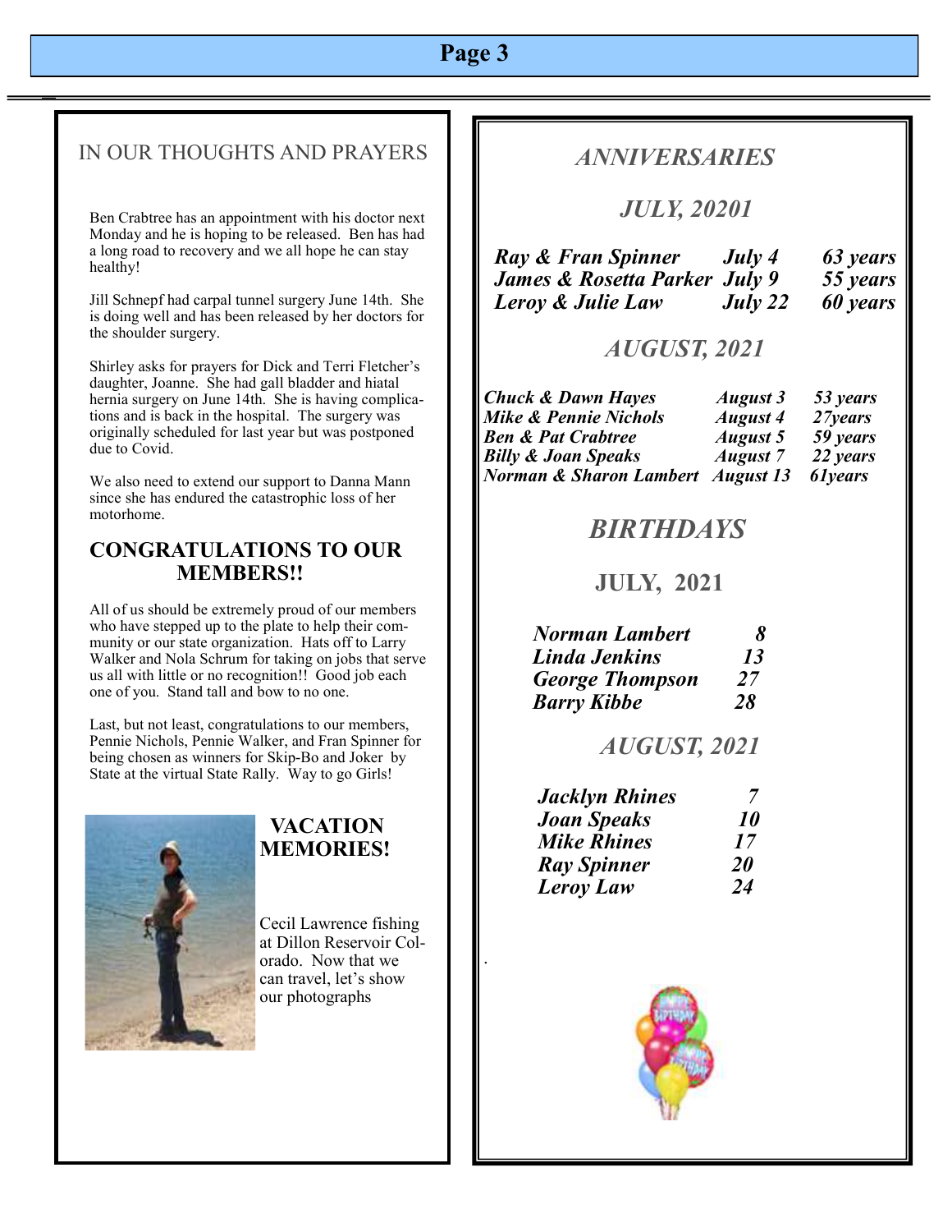## IN OUR THOUGHTS AND PRAYERS

Ben Crabtree has an appointment with his doctor next Monday and he is hoping to be released. Ben has had a long road to recovery and we all hope he can stay healthy!

Jill Schnepf had carpal tunnel surgery June 14th. She is doing well and has been released by her doctors for the shoulder surgery.

Shirley asks for prayers for Dick and Terri Fletcher's daughter, Joanne. She had gall bladder and hiatal hernia surgery on June 14th. She is having complications and is back in the hospital. The surgery was originally scheduled for last year but was postponed due to Covid.

We also need to extend our support to Danna Mann since she has endured the catastrophic loss of her motorhome.

## CONGRATULATIONS TO OUR MEMBERS!!

All of us should be extremely proud of our members who have stepped up to the plate to help their community or our state organization. Hats off to Larry Walker and Nola Schrum for taking on jobs that serve us all with little or no recognition!! Good job each one of you. Stand tall and bow to no one.

Last, but not least, congratulations to our members, Pennie Nichols, Pennie Walker, and Fran Spinner for being chosen as winners for Skip-Bo and Joker by State at the virtual State Rally. Way to go Girls!

## VACATION MEMORIES!

Cecil Lawrence fishing at Dillon Reservoir Colorado. Now that we can travel, let's show our photographs

## *ANNIVERSARIES*

### *JULY, 20201*

| | | |
|---|---|---|
| ***Ray & Fran Spinner*** | ***July 4*** | ***63 years*** |
| ***James & Rosetta Parker*** | ***July 9*** | ***55 years*** |
| ***Leroy & Julie Law*** | ***July 22*** | ***60 years*** |

### *AUGUST, 2021*

| | | |
|---|---|---|
| ***Chuck & Dawn Hayes*** | ***August 3*** | ***53 years*** |
| ***Mike & Pennie Nichols*** | ***August 4*** | ***27years*** |
| ***Ben & Pat Crabtree*** | ***August 5*** | ***59 years*** |
| ***Billy & Joan Speaks*** | ***August 7*** | ***22 years*** |
| ***Norman & Sharon Lambert*** | ***August 13*** | ***61years*** |

## *BIRTHDAYS*

### JULY, 2021

| | |
|---|---|
| ***Norman Lambert*** | ***8*** |
| ***Linda Jenkins*** | ***13*** |
| ***George Thompson*** | ***27*** |
| ***Barry Kibbe*** | ***28*** |

### *AUGUST, 2021*

| | |
|---|---|
| ***Jacklyn Rhines*** | ***7*** |
| ***Joan Speaks*** | ***10*** |
| ***Mike Rhines*** | ***17*** |
| ***Ray Spinner*** | ***20*** |
| ***Leroy Law*** | ***24*** |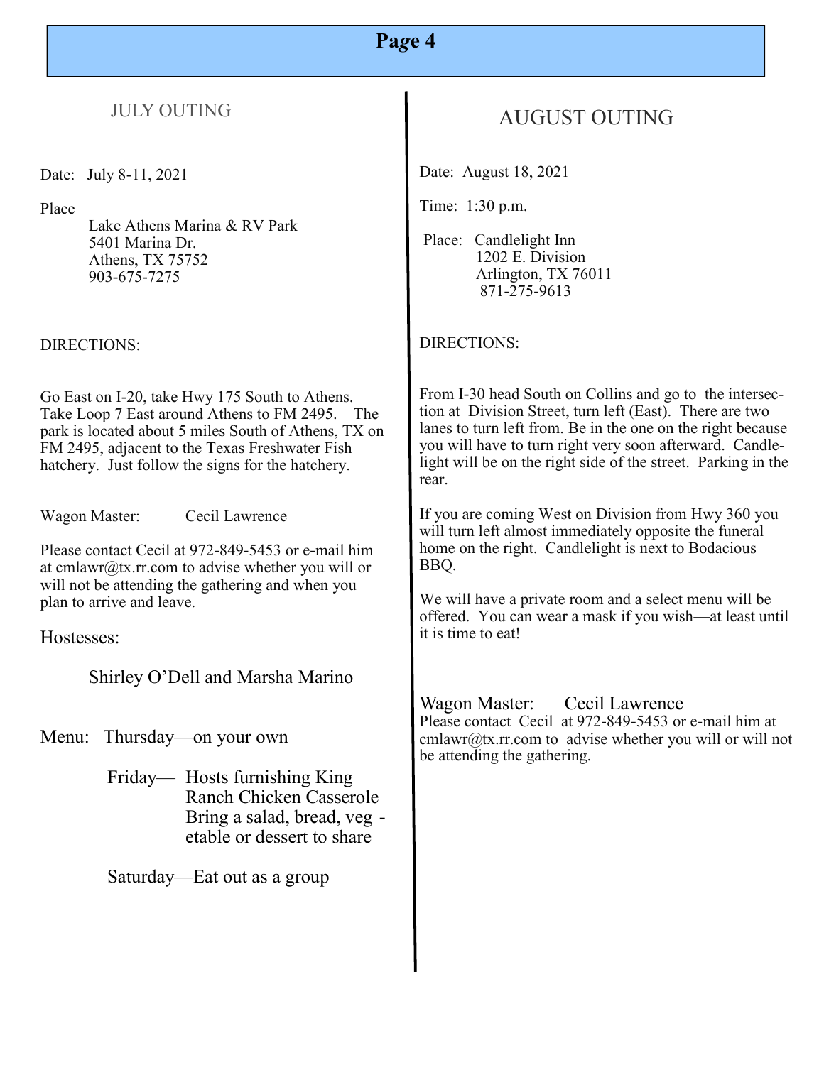## JULY OUTING

Date: July 8-11, 2021

Place

Lake Athens Marina & RV Park
5401 Marina Dr.
Athens, TX 75752
903-675-7275

DIRECTIONS:

Go East on I-20, take Hwy 175 South to Athens. Take Loop 7 East around Athens to FM 2495. The park is located about 5 miles South of Athens, TX on FM 2495, adjacent to the Texas Freshwater Fish hatchery. Just follow the signs for the hatchery.

Wagon Master: Cecil Lawrence

Please contact Cecil at 972-849-5453 or e-mail him at cmlawr@tx.rr.com to advise whether you will or will not be attending the gathering and when you plan to arrive and leave.

Hostesses:

Shirley O'Dell and Marsha Marino

Menu: Thursday—on your own

Friday— Hosts furnishing King Ranch Chicken Casserole
Bring a salad, bread, vegetable or dessert to share

Saturday—Eat out as a group

## AUGUST OUTING

Date: August 18, 2021

Time: 1:30 p.m.

Place: Candlelight Inn
1202 E. Division
Arlington, TX 76011
871-275-9613

DIRECTIONS:

From I-30 head South on Collins and go to the intersection at Division Street, turn left (East). There are two lanes to turn left from. Be in the one on the right because you will have to turn right very soon afterward. Candlelight will be on the right side of the street. Parking in the rear.

If you are coming West on Division from Hwy 360 you will turn left almost immediately opposite the funeral home on the right. Candlelight is next to Bodacious BBQ.

We will have a private room and a select menu will be offered. You can wear a mask if you wish—at least until it is time to eat!

Wagon Master: Cecil Lawrence

Please contact Cecil at 972-849-5453 or e-mail him at cmlawr@tx.rr.com to advise whether you will or will not be attending the gathering.